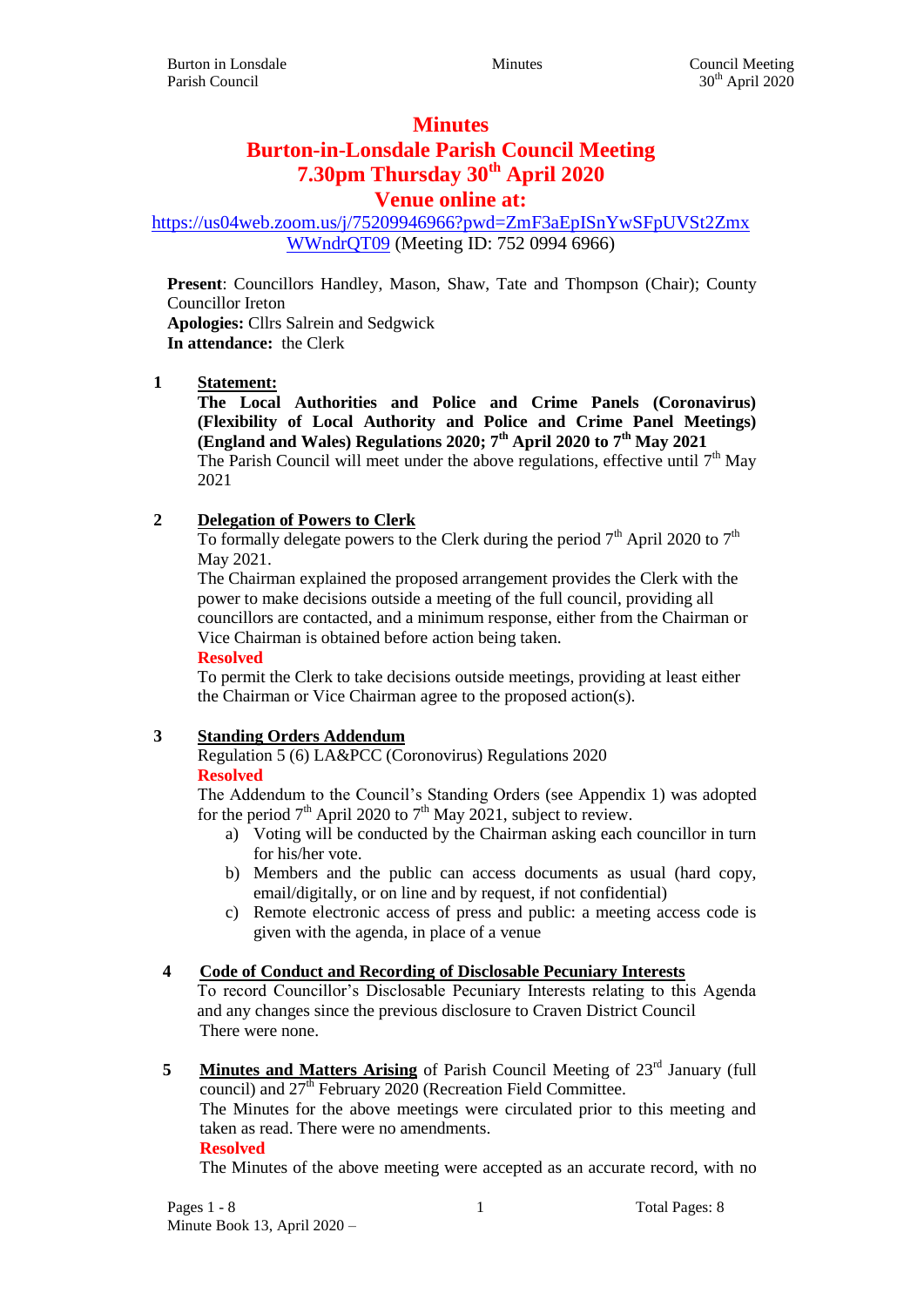# Minutes

# Burton-in-Lonsdale Parish Council Meeting

# 7.30pm Thursday 30th April 2020

# Venue online at:

https://us04web.zoom.us/j/75209946966?pwd=ZmF3aEpISnYwSFpUVSt2ZmxWWndrQT09 (Meeting ID: 752 0994 6966)

**Present**: Councillors Handley, Mason, Shaw, Tate and Thompson (Chair); County Councillor Ireton
**Apologies:** Cllrs Salrein and Sedgwick
**In attendance:** the Clerk

**1 Statement:**

**The Local Authorities and Police and Crime Panels (Coronavirus) (Flexibility of Local Authority and Police and Crime Panel Meetings) (England and Wales) Regulations 2020; 7th April 2020 to 7th May 2021**

The Parish Council will meet under the above regulations, effective until 7th May 2021

**2 Delegation of Powers to Clerk**

To formally delegate powers to the Clerk during the period 7th April 2020 to 7th May 2021.

The Chairman explained the proposed arrangement provides the Clerk with the power to make decisions outside a meeting of the full council, providing all councillors are contacted, and a minimum response, either from the Chairman or Vice Chairman is obtained before action being taken.

**Resolved**

To permit the Clerk to take decisions outside meetings, providing at least either the Chairman or Vice Chairman agree to the proposed action(s).

**3 Standing Orders Addendum**

Regulation 5 (6) LA&PCC (Coronovirus) Regulations 2020

**Resolved**

The Addendum to the Council's Standing Orders (see Appendix 1) was adopted for the period 7th April 2020 to 7th May 2021, subject to review.

a) Voting will be conducted by the Chairman asking each councillor in turn for his/her vote.
b) Members and the public can access documents as usual (hard copy, email/digitally, or on line and by request, if not confidential)
c) Remote electronic access of press and public: a meeting access code is given with the agenda, in place of a venue

**4 Code of Conduct and Recording of Disclosable Pecuniary Interests**

To record Councillor's Disclosable Pecuniary Interests relating to this Agenda and any changes since the previous disclosure to Craven District Council

There were none.

**5 Minutes and Matters Arising** of Parish Council Meeting of 23rd January (full council) and 27th February 2020 (Recreation Field Committee.

The Minutes for the above meetings were circulated prior to this meeting and taken as read. There were no amendments.

**Resolved**

The Minutes of the above meeting were accepted as an accurate record, with no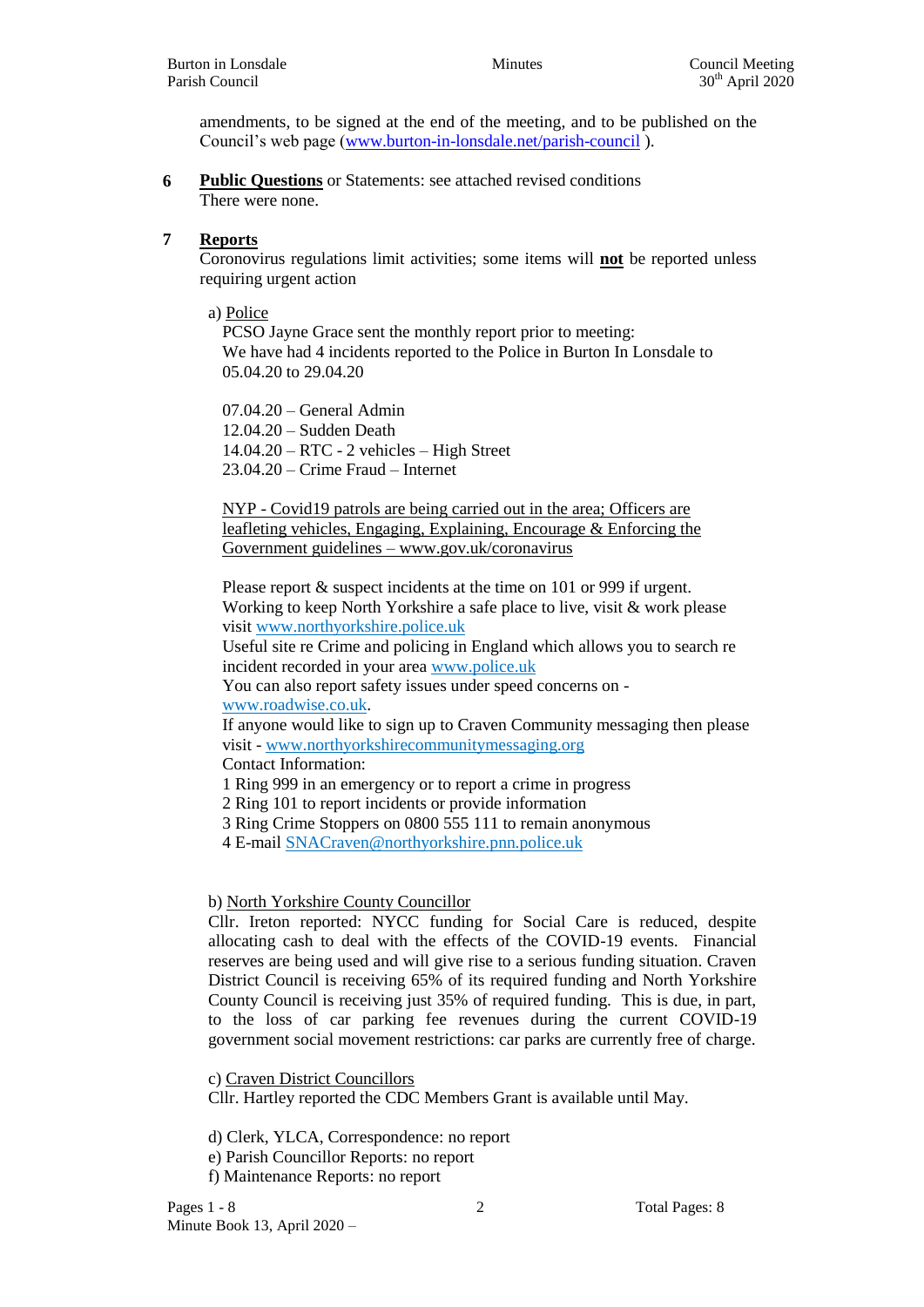amendments, to be signed at the end of the meeting, and to be published on the Council's web page (www.burton-in-lonsdale.net/parish-council ).

**6 Public Questions** or Statements: see attached revised conditions
There were none.

**7 Reports**
Coronovirus regulations limit activities; some items will **not** be reported unless requiring urgent action

a) Police
PCSO Jayne Grace sent the monthly report prior to meeting:
We have had 4 incidents reported to the Police in Burton In Lonsdale to 05.04.20 to 29.04.20

07.04.20 – General Admin
12.04.20 – Sudden Death
14.04.20 – RTC - 2 vehicles – High Street
23.04.20 – Crime Fraud – Internet

NYP - Covid19 patrols are being carried out in the area; Officers are leafleting vehicles, Engaging, Explaining, Encourage & Enforcing the Government guidelines – www.gov.uk/coronavirus

Please report & suspect incidents at the time on 101 or 999 if urgent.
Working to keep North Yorkshire a safe place to live, visit & work please visit www.northyorkshire.police.uk
Useful site re Crime and policing in England which allows you to search re incident recorded in your area www.police.uk
You can also report safety issues under speed concerns on - www.roadwise.co.uk.
If anyone would like to sign up to Craven Community messaging then please visit - www.northyorkshirecommunitymessaging.org
Contact Information:
1 Ring 999 in an emergency or to report a crime in progress
2 Ring 101 to report incidents or provide information
3 Ring Crime Stoppers on 0800 555 111 to remain anonymous
4 E-mail SNACraven@northyorkshire.pnn.police.uk

b) North Yorkshire County Councillor
Cllr. Ireton reported: NYCC funding for Social Care is reduced, despite allocating cash to deal with the effects of the COVID-19 events. Financial reserves are being used and will give rise to a serious funding situation. Craven District Council is receiving 65% of its required funding and North Yorkshire County Council is receiving just 35% of required funding. This is due, in part, to the loss of car parking fee revenues during the current COVID-19 government social movement restrictions: car parks are currently free of charge.

c) Craven District Councillors
Cllr. Hartley reported the CDC Members Grant is available until May.

d) Clerk, YLCA, Correspondence: no report
e) Parish Councillor Reports: no report
f) Maintenance Reports: no report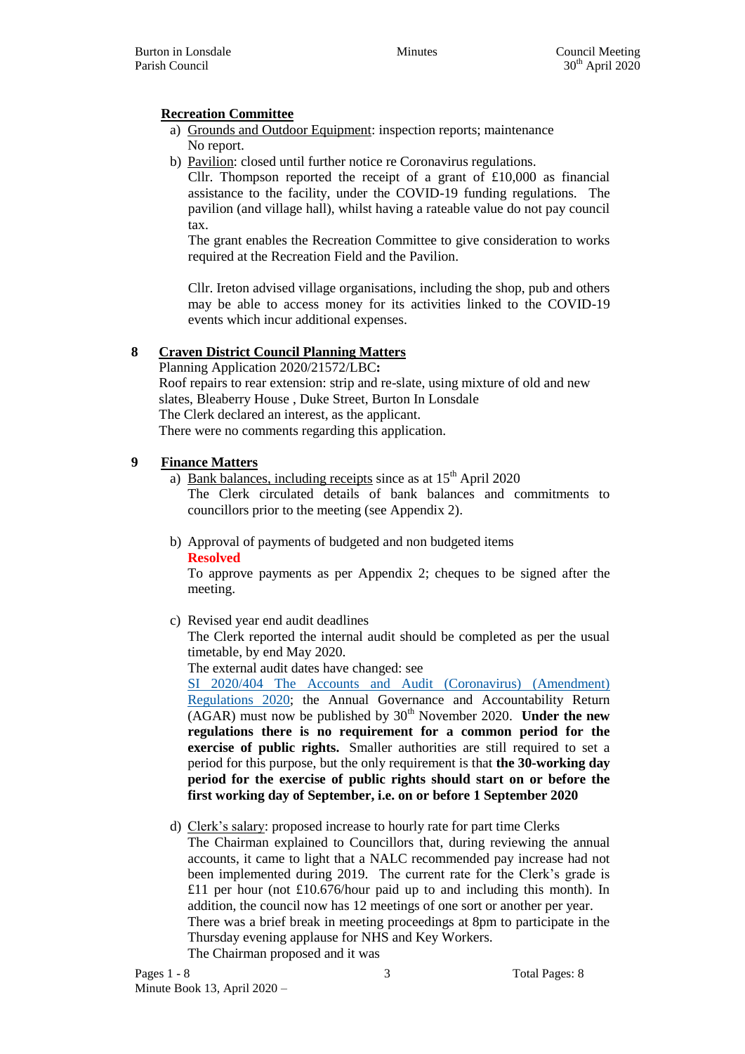**Recreation Committee**

a) Grounds and Outdoor Equipment: inspection reports; maintenance
   No report.

b) Pavilion: closed until further notice re Coronavirus regulations.
   Cllr. Thompson reported the receipt of a grant of £10,000 as financial assistance to the facility, under the COVID-19 funding regulations. The pavilion (and village hall), whilst having a rateable value do not pay council tax.
   The grant enables the Recreation Committee to give consideration to works required at the Recreation Field and the Pavilion.

   Cllr. Ireton advised village organisations, including the shop, pub and others may be able to access money for its activities linked to the COVID-19 events which incur additional expenses.

## 8 Craven District Council Planning Matters

Planning Application 2020/21572/LBC**:**
Roof repairs to rear extension: strip and re-slate, using mixture of old and new slates, Bleaberry House , Duke Street, Burton In Lonsdale
The Clerk declared an interest, as the applicant.
There were no comments regarding this application.

## 9 Finance Matters

a) Bank balances, including receipts since as at 15th April 2020
   The Clerk circulated details of bank balances and commitments to councillors prior to the meeting (see Appendix 2).

b) Approval of payments of budgeted and non budgeted items
   **Resolved**
   To approve payments as per Appendix 2; cheques to be signed after the meeting.

c) Revised year end audit deadlines
   The Clerk reported the internal audit should be completed as per the usual timetable, by end May 2020.
   The external audit dates have changed: see SI 2020/404 The Accounts and Audit (Coronavirus) (Amendment) Regulations 2020; the Annual Governance and Accountability Return (AGAR) must now be published by 30th November 2020. **Under the new regulations there is no requirement for a common period for the exercise of public rights.** Smaller authorities are still required to set a period for this purpose, but the only requirement is that **the 30-working day period for the exercise of public rights should start on or before the first working day of September, i.e. on or before 1 September 2020**

d) Clerk's salary: proposed increase to hourly rate for part time Clerks
   The Chairman explained to Councillors that, during reviewing the annual accounts, it came to light that a NALC recommended pay increase had not been implemented during 2019. The current rate for the Clerk's grade is £11 per hour (not £10.676/hour paid up to and including this month). In addition, the council now has 12 meetings of one sort or another per year.
   There was a brief break in meeting proceedings at 8pm to participate in the Thursday evening applause for NHS and Key Workers.
   The Chairman proposed and it was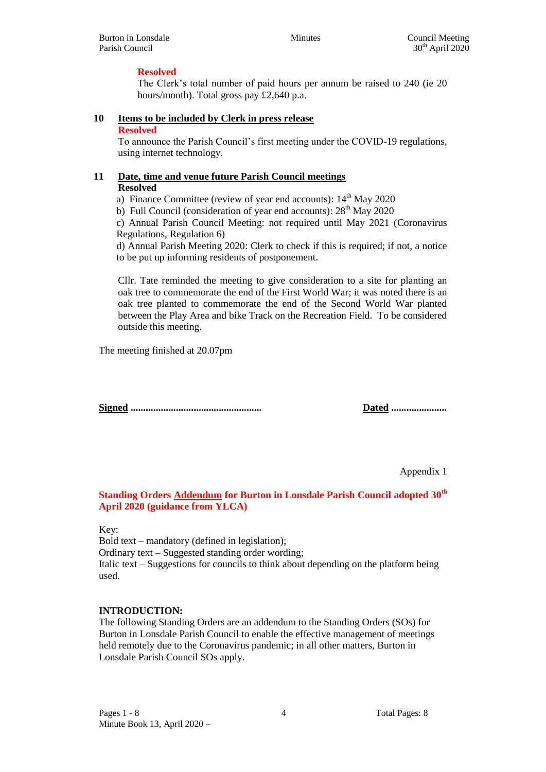**Resolved**

The Clerk's total number of paid hours per annum be raised to 240 (ie 20 hours/month). Total gross pay £2,640 p.a.

**10 Items to be included by Clerk in press release**

**Resolved**

To announce the Parish Council's first meeting under the COVID-19 regulations, using internet technology.

**11 Date, time and venue future Parish Council meetings**

**Resolved**

a) Finance Committee (review of year end accounts): 14th May 2020

b) Full Council (consideration of year end accounts): 28th May 2020

c) Annual Parish Council Meeting: not required until May 2021 (Coronavirus Regulations, Regulation 6)

d) Annual Parish Meeting 2020: Clerk to check if this is required; if not, a notice to be put up informing residents of postponement.

Cllr. Tate reminded the meeting to give consideration to a site for planting an oak tree to commemorate the end of the First World War; it was noted there is an oak tree planted to commemorate the end of the Second World War planted between the Play Area and bike Track on the Recreation Field. To be considered outside this meeting.

The meeting finished at 20.07pm

**Signed ...................................................** **Dated ......................**

Appendix 1

**Standing Orders Addendum for Burton in Lonsdale Parish Council adopted 30th April 2020 (guidance from YLCA)**

Key:
Bold text – mandatory (defined in legislation);
Ordinary text – Suggested standing order wording;
Italic text – Suggestions for councils to think about depending on the platform being used.

**INTRODUCTION:**

The following Standing Orders are an addendum to the Standing Orders (SOs) for Burton in Lonsdale Parish Council to enable the effective management of meetings held remotely due to the Coronavirus pandemic; in all other matters, Burton in Lonsdale Parish Council SOs apply.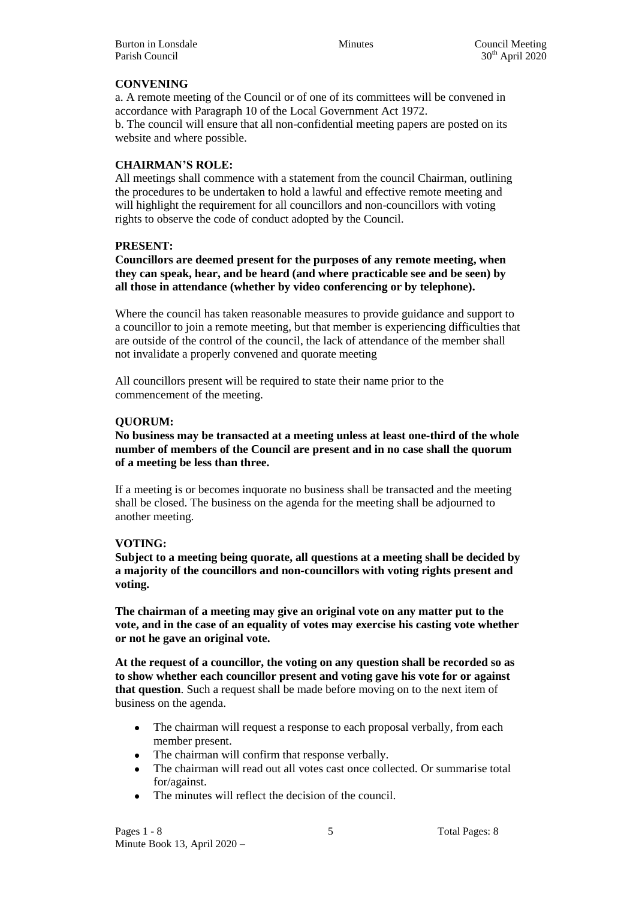**CONVENING**

a. A remote meeting of the Council or of one of its committees will be convened in accordance with Paragraph 10 of the Local Government Act 1972.
b. The council will ensure that all non-confidential meeting papers are posted on its website and where possible.

**CHAIRMAN'S ROLE:**

All meetings shall commence with a statement from the council Chairman, outlining the procedures to be undertaken to hold a lawful and effective remote meeting and will highlight the requirement for all councillors and non-councillors with voting rights to observe the code of conduct adopted by the Council.

**PRESENT:**

**Councillors are deemed present for the purposes of any remote meeting, when they can speak, hear, and be heard (and where practicable see and be seen) by all those in attendance (whether by video conferencing or by telephone).**

Where the council has taken reasonable measures to provide guidance and support to a councillor to join a remote meeting, but that member is experiencing difficulties that are outside of the control of the council, the lack of attendance of the member shall not invalidate a properly convened and quorate meeting

All councillors present will be required to state their name prior to the commencement of the meeting.

**QUORUM:**

**No business may be transacted at a meeting unless at least one-third of the whole number of members of the Council are present and in no case shall the quorum of a meeting be less than three.**

If a meeting is or becomes inquorate no business shall be transacted and the meeting shall be closed. The business on the agenda for the meeting shall be adjourned to another meeting.

**VOTING:**

**Subject to a meeting being quorate, all questions at a meeting shall be decided by a majority of the councillors and non-councillors with voting rights present and voting.**

**The chairman of a meeting may give an original vote on any matter put to the vote, and in the case of an equality of votes may exercise his casting vote whether or not he gave an original vote.**

**At the request of a councillor, the voting on any question shall be recorded so as to show whether each councillor present and voting gave his vote for or against that question**. Such a request shall be made before moving on to the next item of business on the agenda.

- The chairman will request a response to each proposal verbally, from each member present.
- The chairman will confirm that response verbally.
- The chairman will read out all votes cast once collected. Or summarise total for/against.
- The minutes will reflect the decision of the council.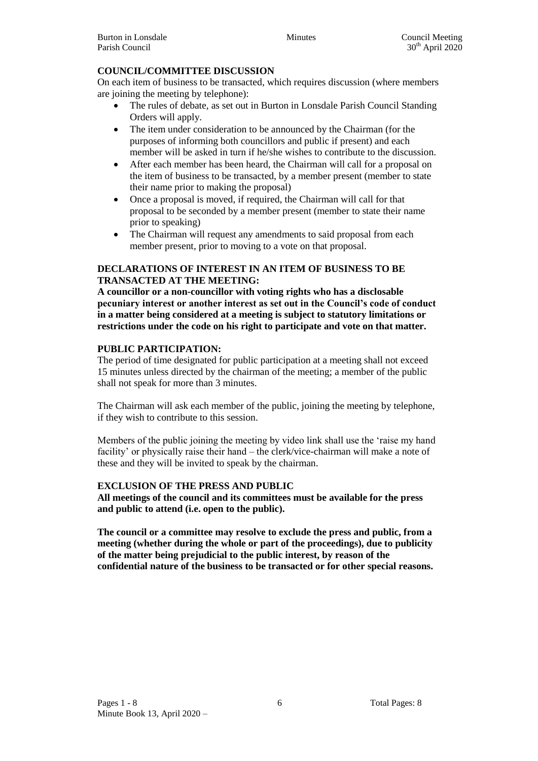## COUNCIL/COMMITTEE DISCUSSION

On each item of business to be transacted, which requires discussion (where members are joining the meeting by telephone):

- The rules of debate, as set out in Burton in Lonsdale Parish Council Standing Orders will apply.
- The item under consideration to be announced by the Chairman (for the purposes of informing both councillors and public if present) and each member will be asked in turn if he/she wishes to contribute to the discussion.
- After each member has been heard, the Chairman will call for a proposal on the item of business to be transacted, by a member present (member to state their name prior to making the proposal)
- Once a proposal is moved, if required, the Chairman will call for that proposal to be seconded by a member present (member to state their name prior to speaking)
- The Chairman will request any amendments to said proposal from each member present, prior to moving to a vote on that proposal.

## DECLARATIONS OF INTEREST IN AN ITEM OF BUSINESS TO BE TRANSACTED AT THE MEETING:

**A councillor or a non-councillor with voting rights who has a disclosable pecuniary interest or another interest as set out in the Council's code of conduct in a matter being considered at a meeting is subject to statutory limitations or restrictions under the code on his right to participate and vote on that matter.**

## PUBLIC PARTICIPATION:

The period of time designated for public participation at a meeting shall not exceed 15 minutes unless directed by the chairman of the meeting; a member of the public shall not speak for more than 3 minutes.

The Chairman will ask each member of the public, joining the meeting by telephone, if they wish to contribute to this session.

Members of the public joining the meeting by video link shall use the 'raise my hand facility' or physically raise their hand – the clerk/vice-chairman will make a note of these and they will be invited to speak by the chairman.

## EXCLUSION OF THE PRESS AND PUBLIC

**All meetings of the council and its committees must be available for the press and public to attend (i.e. open to the public).**

**The council or a committee may resolve to exclude the press and public, from a meeting (whether during the whole or part of the proceedings), due to publicity of the matter being prejudicial to the public interest, by reason of the confidential nature of the business to be transacted or for other special reasons.**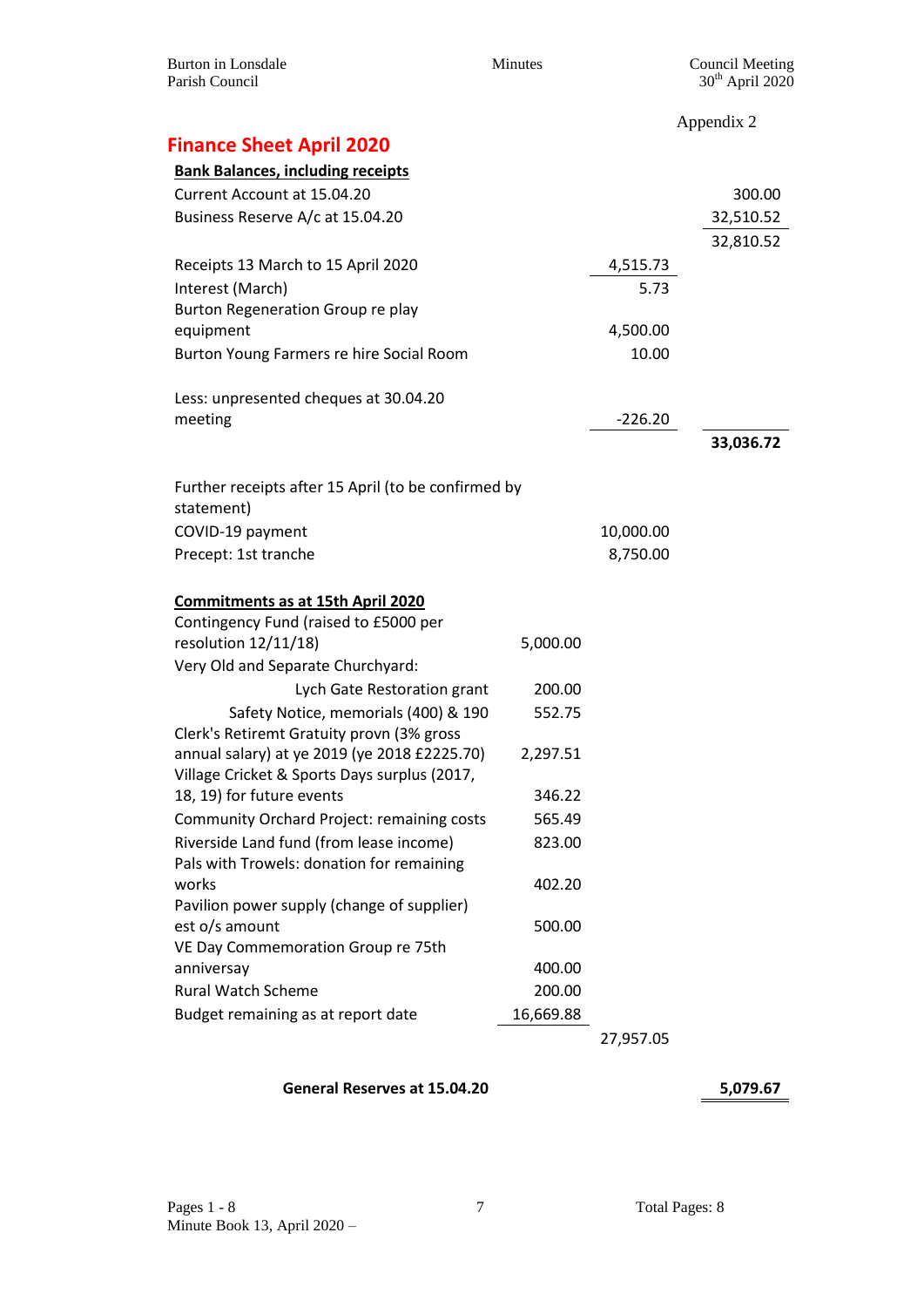Appendix 2

## Finance Sheet April 2020

| | | | |
|---|---|---|---|
| **Bank Balances, including receipts** | | | |
| Current Account at 15.04.20 | | | 300.00 |
| Business Reserve A/c at 15.04.20 | | | 32,510.52 |
| | | | 32,810.52 |
| Receipts 13 March to 15 April 2020 | | 4,515.73 | |
| Interest (March) | | 5.73 | |
| Burton Regeneration Group re play equipment | | 4,500.00 | |
| Burton Young Farmers re hire Social Room | | 10.00 | |
| Less: unpresented cheques at 30.04.20 meeting | | -226.20 | |
| | | | **33,036.72** |
| Further receipts after 15 April (to be confirmed by statement) | | | |
| COVID-19 payment | | 10,000.00 | |
| Precept: 1st tranche | | 8,750.00 | |
| **Commitments as at 15th April 2020** | | | |
| Contingency Fund (raised to £5000 per resolution 12/11/18) | 5,000.00 | | |
| Very Old and Separate Churchyard: | | | |
| Lych Gate Restoration grant | 200.00 | | |
| Safety Notice, memorials (400) & 190 | 552.75 | | |
| Clerk's Retiremt Gratuity provn (3% gross annual salary) at ye 2019 (ye 2018 £2225.70) | 2,297.51 | | |
| Village Cricket & Sports Days surplus (2017, 18, 19) for future events | 346.22 | | |
| Community Orchard Project: remaining costs | 565.49 | | |
| Riverside Land fund (from lease income) | 823.00 | | |
| Pals with Trowels: donation for remaining works | 402.20 | | |
| Pavilion power supply (change of supplier) est o/s amount | 500.00 | | |
| VE Day Commemoration Group re 75th anniversay | 400.00 | | |
| Rural Watch Scheme | 200.00 | | |
| Budget remaining as at report date | 16,669.88 | | |
| | | 27,957.05 | |
| **General Reserves at 15.04.20** | | | **5,079.67** |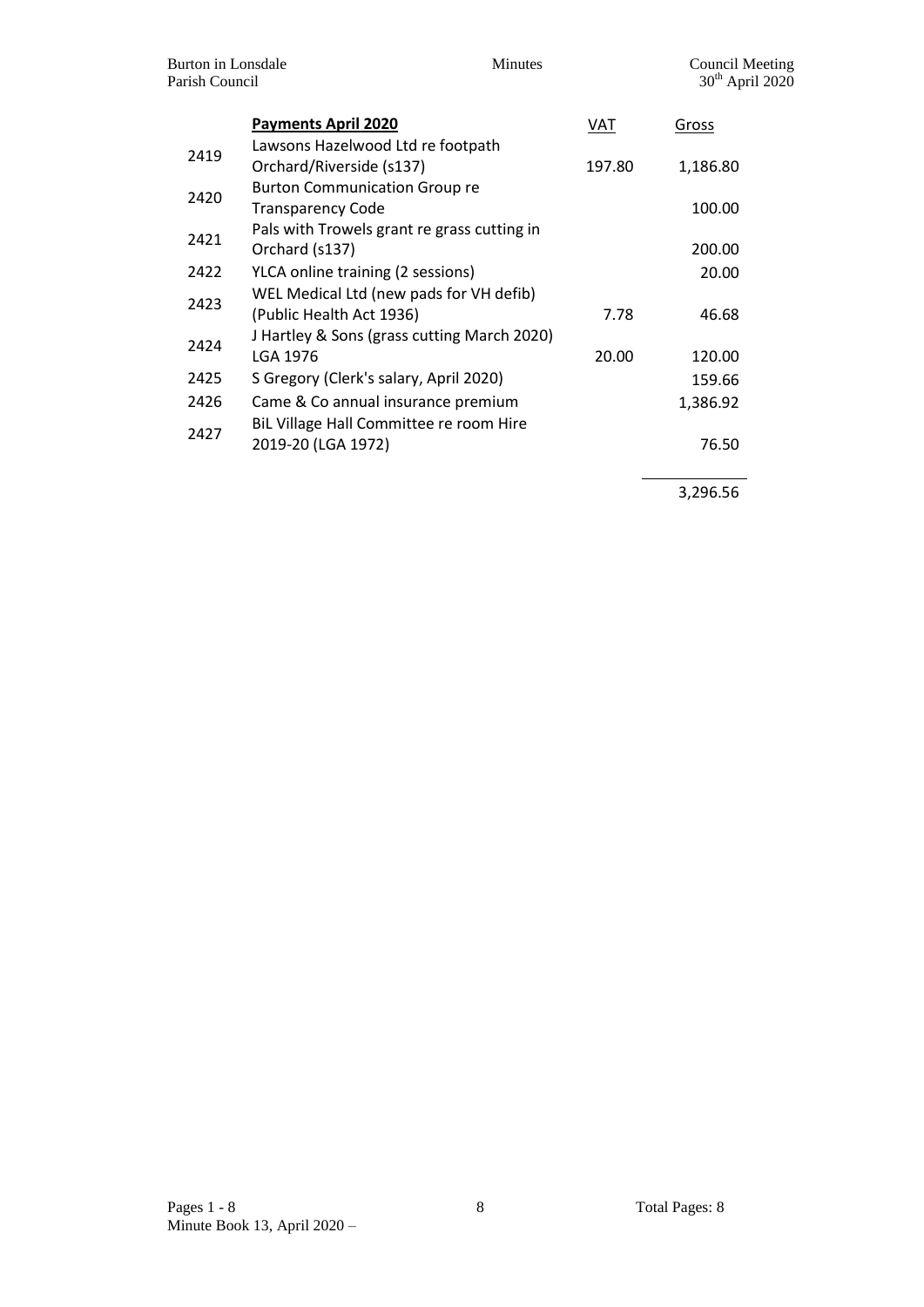| | **Payments April 2020** | VAT | Gross |
|---|---|---|---|
| 2419 | Lawsons Hazelwood Ltd re footpath Orchard/Riverside (s137) | 197.80 | 1,186.80 |
| 2420 | Burton Communication Group re Transparency Code | | 100.00 |
| 2421 | Pals with Trowels grant re grass cutting in Orchard (s137) | | 200.00 |
| 2422 | YLCA online training (2 sessions) | | 20.00 |
| 2423 | WEL Medical Ltd (new pads for VH defib) (Public Health Act 1936) | 7.78 | 46.68 |
| 2424 | J Hartley & Sons (grass cutting March 2020) LGA 1976 | 20.00 | 120.00 |
| 2425 | S Gregory (Clerk's salary, April 2020) | | 159.66 |
| 2426 | Came & Co annual insurance premium | | 1,386.92 |
| 2427 | BiL Village Hall Committee re room Hire 2019-20 (LGA 1972) | | 76.50 |
| | | | 3,296.56 |

Pages 1 - 8

Minute Book 13, April 2020 –